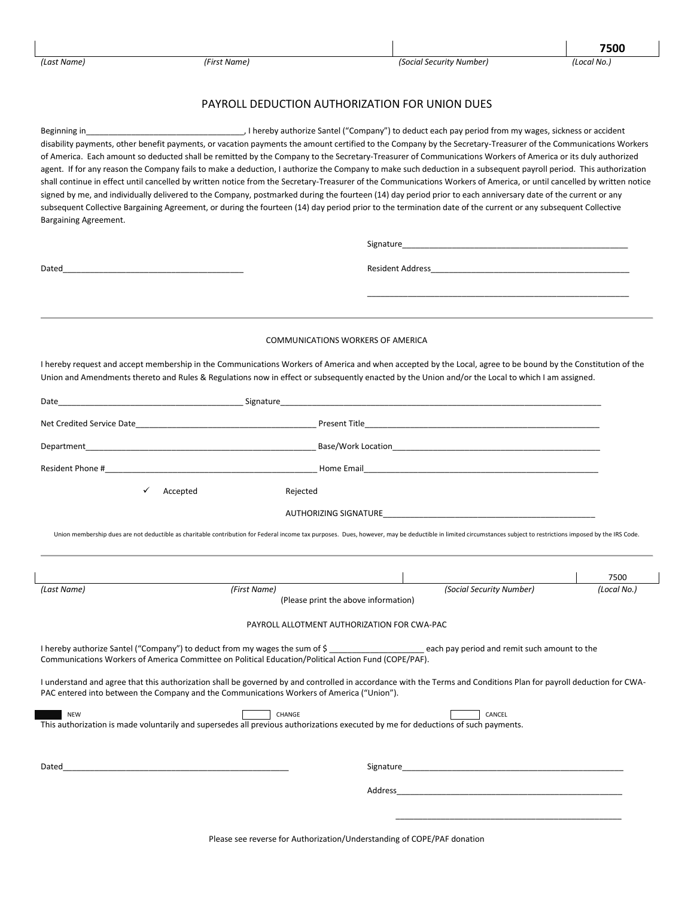| | | | 7500 |
|---|---|---|---|
| *(Last Name)* | *(First Name)* | *(Social Security Number)* | *(Local No.)* |

## PAYROLL DEDUCTION AUTHORIZATION FOR UNION DUES

Beginning in___________________________________, I hereby authorize Santel ("Company") to deduct each pay period from my wages, sickness or accident disability payments, other benefit payments, or vacation payments the amount certified to the Company by the Secretary-Treasurer of the Communications Workers of America. Each amount so deducted shall be remitted by the Company to the Secretary-Treasurer of Communications Workers of America or its duly authorized agent. If for any reason the Company fails to make a deduction, I authorize the Company to make such deduction in a subsequent payroll period. This authorization shall continue in effect until cancelled by written notice from the Secretary-Treasurer of the Communications Workers of America, or until cancelled by written notice signed by me, and individually delivered to the Company, postmarked during the fourteen (14) day period prior to each anniversary date of the current or any subsequent Collective Bargaining Agreement, or during the fourteen (14) day period prior to the termination date of the current or any subsequent Collective Bargaining Agreement.

Signature___________________________________________________

Dated________________________________________

Resident Address_____________________________________________

_____________________________________________________________

---

### COMMUNICATIONS WORKERS OF AMERICA

I hereby request and accept membership in the Communications Workers of America and when accepted by the Local, agree to be bound by the Constitution of the Union and Amendments thereto and Rules & Regulations now in effect or subsequently enacted by the Union and/or the Local to which I am assigned.

Date_________________________________________ Signature___________________________________________________________________________

Net Credited Service Date_______________________________________ Present Title_____________________________________________________

Department____________________________________________________ Base/Work Location_______________________________________________

Resident Phone #_______________________________________________ Home Email______________________________________________________

✓ Accepted     Rejected

AUTHORIZING SIGNATURE________________________________________________

Union membership dues are not deductible as charitable contribution for Federal income tax purposes. Dues, however, may be deductible in limited circumstances subject to restrictions imposed by the IRS Code.

---

| | | | 7500 |
|---|---|---|---|
| *(Last Name)* | *(First Name)* | *(Social Security Number)* | *(Local No.)* |

(Please print the above information)

### PAYROLL ALLOTMENT AUTHORIZATION FOR CWA-PAC

I hereby authorize Santel ("Company") to deduct from my wages the sum of $ ____________________ each pay period and remit such amount to the Communications Workers of America Committee on Political Education/Political Action Fund (COPE/PAF).

I understand and agree that this authorization shall be governed by and controlled in accordance with the Terms and Conditions Plan for payroll deduction for CWA-PAC entered into between the Company and the Communications Workers of America ("Union").

■ NEW     ☐ CHANGE     ☐ CANCEL

This authorization is made voluntarily and supersedes all previous authorizations executed by me for deductions of such payments.

Dated____________________________________________________

Signature___________________________________________________

Address____________________________________________________

___________________________________________________

Please see reverse for Authorization/Understanding of COPE/PAF donation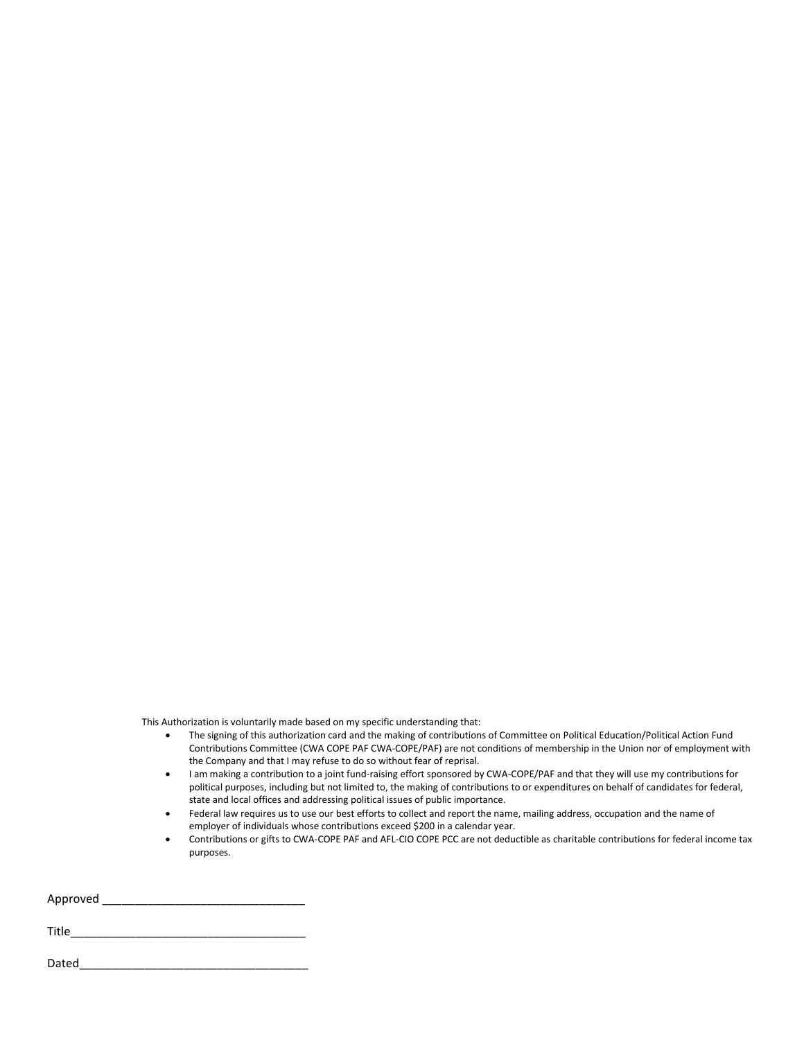This Authorization is voluntarily made based on my specific understanding that:

- The signing of this authorization card and the making of contributions of Committee on Political Education/Political Action Fund Contributions Committee (CWA COPE PAF CWA-COPE/PAF) are not conditions of membership in the Union nor of employment with the Company and that I may refuse to do so without fear of reprisal.
- I am making a contribution to a joint fund-raising effort sponsored by CWA-COPE/PAF and that they will use my contributions for political purposes, including but not limited to, the making of contributions to or expenditures on behalf of candidates for federal, state and local offices and addressing political issues of public importance.
- Federal law requires us to use our best efforts to collect and report the name, mailing address, occupation and the name of employer of individuals whose contributions exceed $200 in a calendar year.
- Contributions or gifts to CWA-COPE PAF and AFL-CIO COPE PCC are not deductible as charitable contributions for federal income tax purposes.

Approved ________________________________

Title______________________________________

Dated_____________________________________